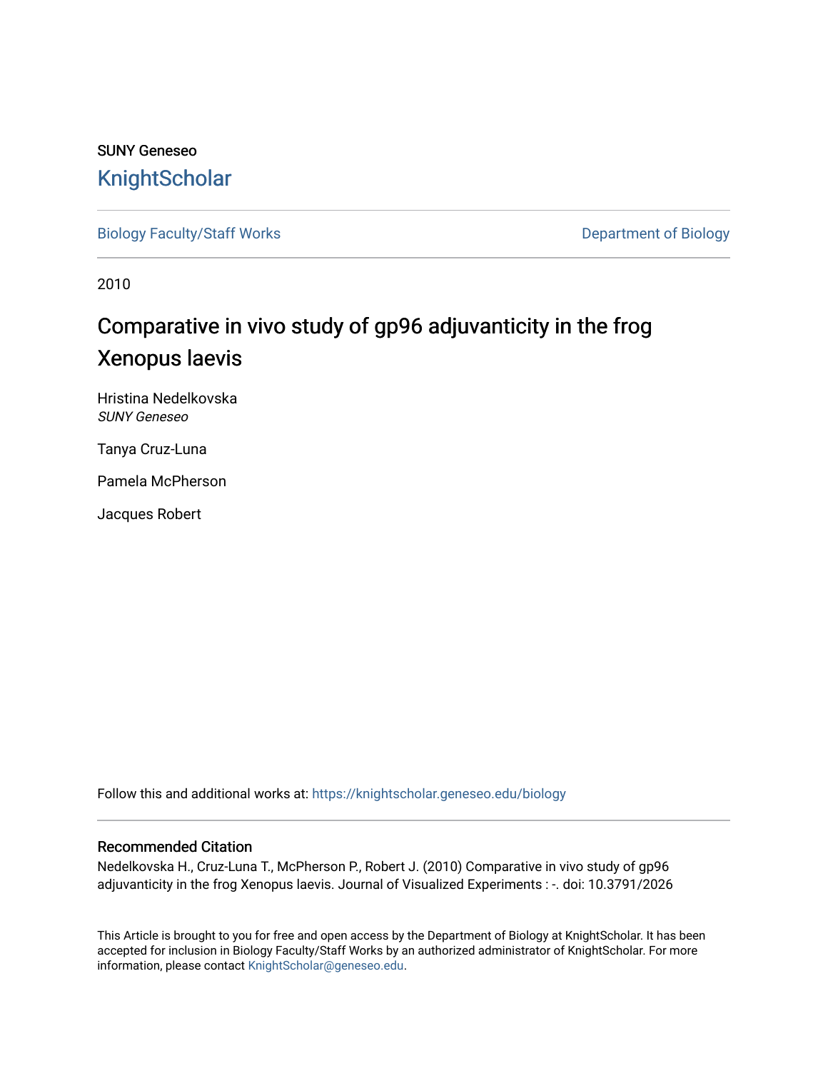SUNY Geneseo

# KnightScholar

Biology Faculty/Staff Works

Department of Biology

2010

## Comparative in vivo study of gp96 adjuvanticity in the frog Xenopus laevis

Hristina Nedelkovska
*SUNY Geneseo*

Tanya Cruz-Luna

Pamela McPherson

Jacques Robert

Follow this and additional works at: https://knightscholar.geneseo.edu/biology

### Recommended Citation

Nedelkovska H., Cruz-Luna T., McPherson P., Robert J. (2010) Comparative in vivo study of gp96 adjuvanticity in the frog Xenopus laevis. Journal of Visualized Experiments : -. doi: 10.3791/2026

This Article is brought to you for free and open access by the Department of Biology at KnightScholar. It has been accepted for inclusion in Biology Faculty/Staff Works by an authorized administrator of KnightScholar. For more information, please contact KnightScholar@geneseo.edu.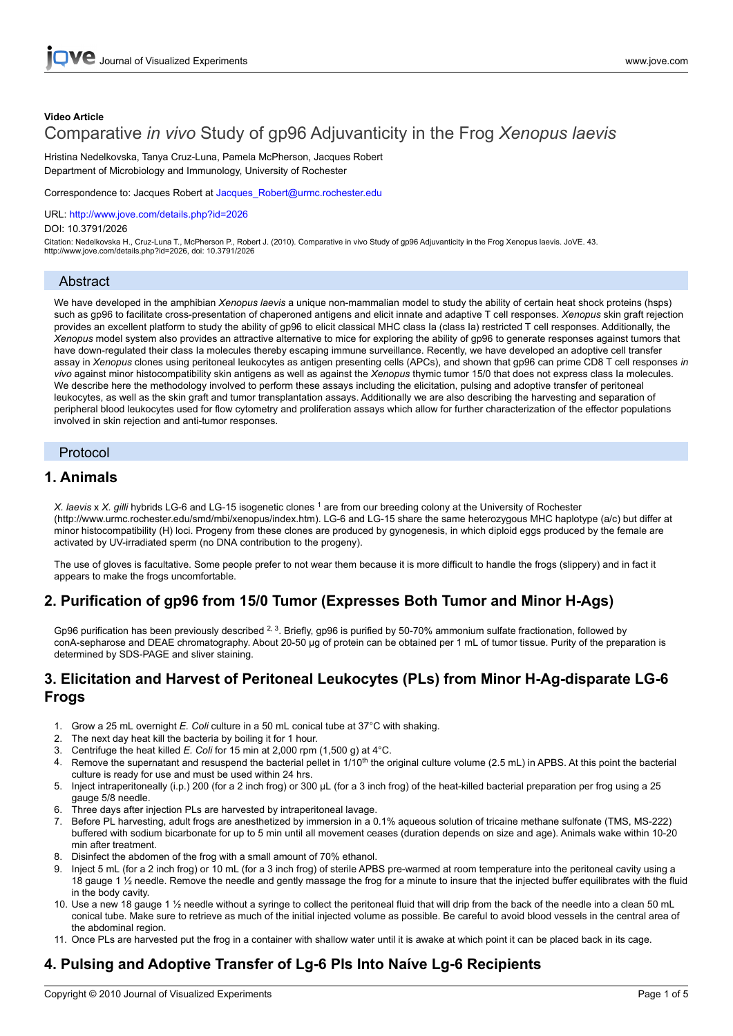**Video Article**

# Comparative *in vivo* Study of gp96 Adjuvanticity in the Frog *Xenopus laevis*

Hristina Nedelkovska, Tanya Cruz-Luna, Pamela McPherson, Jacques Robert
Department of Microbiology and Immunology, University of Rochester

Correspondence to: Jacques Robert at Jacques_Robert@urmc.rochester.edu

URL: http://www.jove.com/details.php?id=2026
DOI: 10.3791/2026

Citation: Nedelkovska H., Cruz-Luna T., McPherson P., Robert J. (2010). Comparative in vivo Study of gp96 Adjuvanticity in the Frog Xenopus laevis. JoVE. 43. http://www.jove.com/details.php?id=2026, doi: 10.3791/2026

## Abstract

We have developed in the amphibian *Xenopus laevis* a unique non-mammalian model to study the ability of certain heat shock proteins (hsps) such as gp96 to facilitate cross-presentation of chaperoned antigens and elicit innate and adaptive T cell responses. *Xenopus* skin graft rejection provides an excellent platform to study the ability of gp96 to elicit classical MHC class Ia (class Ia) restricted T cell responses. Additionally, the *Xenopus* model system also provides an attractive alternative to mice for exploring the ability of gp96 to generate responses against tumors that have down-regulated their class Ia molecules thereby escaping immune surveillance. Recently, we have developed an adoptive cell transfer assay in *Xenopus* clones using peritoneal leukocytes as antigen presenting cells (APCs), and shown that gp96 can prime CD8 T cell responses *in vivo* against minor histocompatibility skin antigens as well as against the *Xenopus* thymic tumor 15/0 that does not express class Ia molecules. We describe here the methodology involved to perform these assays including the elicitation, pulsing and adoptive transfer of peritoneal leukocytes, as well as the skin graft and tumor transplantation assays. Additionally we are also describing the harvesting and separation of peripheral blood leukocytes used for flow cytometry and proliferation assays which allow for further characterization of the effector populations involved in skin rejection and anti-tumor responses.

## Protocol

## 1. Animals

*X. laevis* x *X. gilli* hybrids LG-6 and LG-15 isogenetic clones [1] are from our breeding colony at the University of Rochester (http://www.urmc.rochester.edu/smd/mbi/xenopus/index.htm). LG-6 and LG-15 share the same heterozygous MHC haplotype (a/c) but differ at minor histocompatibility (H) loci. Progeny from these clones are produced by gynogenesis, in which diploid eggs produced by the female are activated by UV-irradiated sperm (no DNA contribution to the progeny).

The use of gloves is facultative. Some people prefer to not wear them because it is more difficult to handle the frogs (slippery) and in fact it appears to make the frogs uncomfortable.

## 2. Purification of gp96 from 15/0 Tumor (Expresses Both Tumor and Minor H-Ags)

Gp96 purification has been previously described [2, 3]. Briefly, gp96 is purified by 50-70% ammonium sulfate fractionation, followed by conA-sepharose and DEAE chromatography. About 20-50 µg of protein can be obtained per 1 mL of tumor tissue. Purity of the preparation is determined by SDS-PAGE and sliver staining.

## 3. Elicitation and Harvest of Peritoneal Leukocytes (PLs) from Minor H-Ag-disparate LG-6 Frogs

1. Grow a 25 mL overnight *E. Coli* culture in a 50 mL conical tube at 37°C with shaking.
2. The next day heat kill the bacteria by boiling it for 1 hour.
3. Centrifuge the heat killed *E. Coli* for 15 min at 2,000 rpm (1,500 g) at 4°C.
4. Remove the supernatant and resuspend the bacterial pellet in 1/10th the original culture volume (2.5 mL) in APBS. At this point the bacterial culture is ready for use and must be used within 24 hrs.
5. Inject intraperitoneally (i.p.) 200 (for a 2 inch frog) or 300 µL (for a 3 inch frog) of the heat-killed bacterial preparation per frog using a 25 gauge 5/8 needle.
6. Three days after injection PLs are harvested by intraperitoneal lavage.
7. Before PL harvesting, adult frogs are anesthetized by immersion in a 0.1% aqueous solution of tricaine methane sulfonate (TMS, MS-222) buffered with sodium bicarbonate for up to 5 min until all movement ceases (duration depends on size and age). Animals wake within 10-20 min after treatment.
8. Disinfect the abdomen of the frog with a small amount of 70% ethanol.
9. Inject 5 mL (for a 2 inch frog) or 10 mL (for a 3 inch frog) of sterile APBS pre-warmed at room temperature into the peritoneal cavity using a 18 gauge 1 ½ needle. Remove the needle and gently massage the frog for a minute to insure that the injected buffer equilibrates with the fluid in the body cavity.
10. Use a new 18 gauge 1 ½ needle without a syringe to collect the peritoneal fluid that will drip from the back of the needle into a clean 50 mL conical tube. Make sure to retrieve as much of the initial injected volume as possible. Be careful to avoid blood vessels in the central area of the abdominal region.
11. Once PLs are harvested put the frog in a container with shallow water until it is awake at which point it can be placed back in its cage.

## 4. Pulsing and Adoptive Transfer of Lg-6 Pls Into Naïve Lg-6 Recipients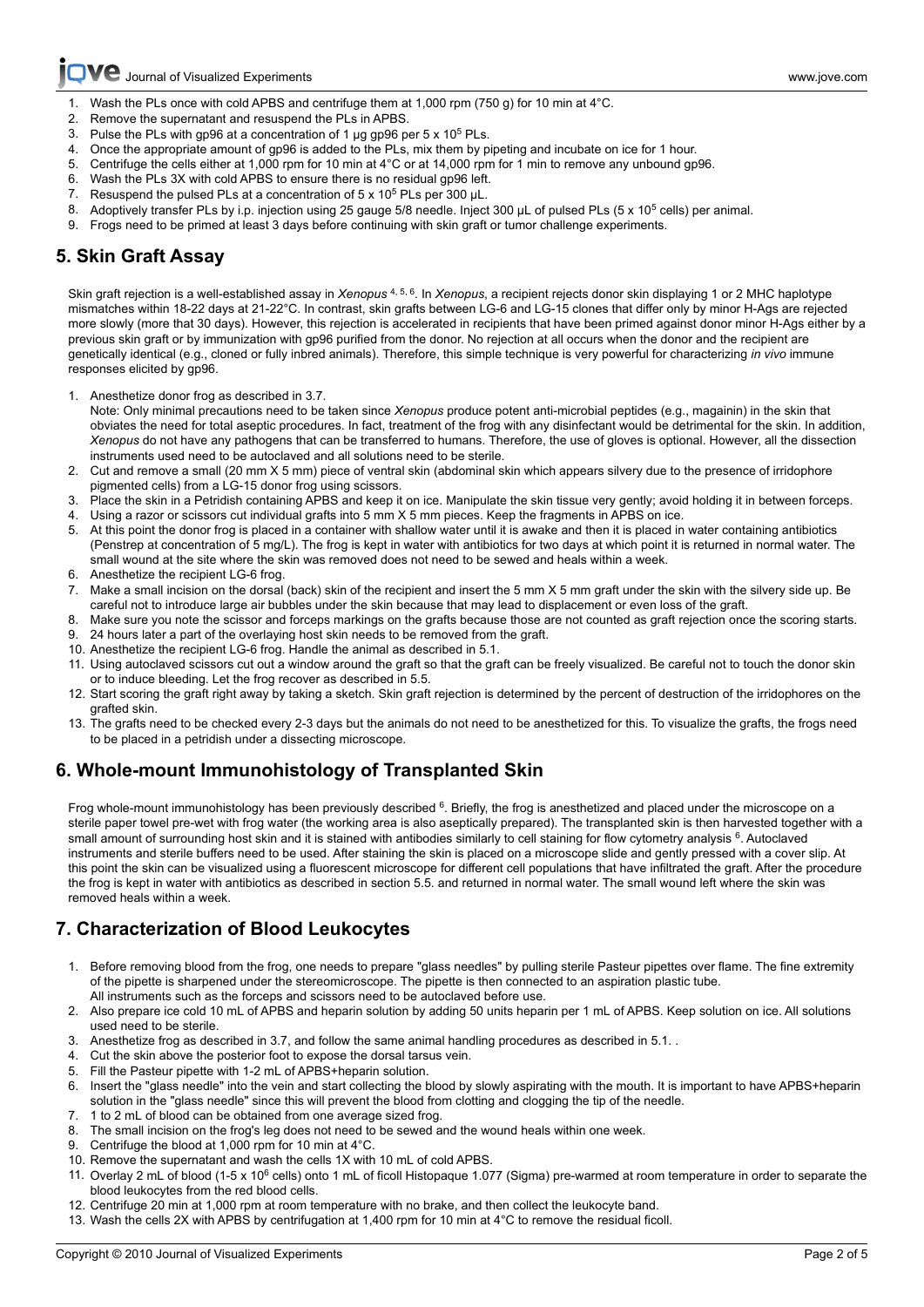1. Wash the PLs once with cold APBS and centrifuge them at 1,000 rpm (750 g) for 10 min at 4°C.
2. Remove the supernatant and resuspend the PLs in APBS.
3. Pulse the PLs with gp96 at a concentration of 1 µg gp96 per 5 x $10^5$ PLs.
4. Once the appropriate amount of gp96 is added to the PLs, mix them by pipeting and incubate on ice for 1 hour.
5. Centrifuge the cells either at 1,000 rpm for 10 min at 4°C or at 14,000 rpm for 1 min to remove any unbound gp96.
6. Wash the PLs 3X with cold APBS to ensure there is no residual gp96 left.
7. Resuspend the pulsed PLs at a concentration of 5 x $10^5$ PLs per 300 µL.
8. Adoptively transfer PLs by i.p. injection using 25 gauge 5/8 needle. Inject 300 µL of pulsed PLs (5 x $10^5$ cells) per animal.
9. Frogs need to be primed at least 3 days before continuing with skin graft or tumor challenge experiments.

## 5. Skin Graft Assay

Skin graft rejection is a well-established assay in *Xenopus* [4, 5, 6]. In *Xenopus*, a recipient rejects donor skin displaying 1 or 2 MHC haplotype mismatches within 18-22 days at 21-22°C. In contrast, skin grafts between LG-6 and LG-15 clones that differ only by minor H-Ags are rejected more slowly (more that 30 days). However, this rejection is accelerated in recipients that have been primed against donor minor H-Ags either by a previous skin graft or by immunization with gp96 purified from the donor. No rejection at all occurs when the donor and the recipient are genetically identical (e.g., cloned or fully inbred animals). Therefore, this simple technique is very powerful for characterizing *in vivo* immune responses elicited by gp96.

1. Anesthetize donor frog as described in 3.7.
   Note: Only minimal precautions need to be taken since *Xenopus* produce potent anti-microbial peptides (e.g., magainin) in the skin that obviates the need for total aseptic procedures. In fact, treatment of the frog with any disinfectant would be detrimental for the skin. In addition, *Xenopus* do not have any pathogens that can be transferred to humans. Therefore, the use of gloves is optional. However, all the dissection instruments used need to be autoclaved and all solutions need to be sterile.
2. Cut and remove a small (20 mm X 5 mm) piece of ventral skin (abdominal skin which appears silvery due to the presence of irridophore pigmented cells) from a LG-15 donor frog using scissors.
3. Place the skin in a Petridish containing APBS and keep it on ice. Manipulate the skin tissue very gently; avoid holding it in between forceps.
4. Using a razor or scissors cut individual grafts into 5 mm X 5 mm pieces. Keep the fragments in APBS on ice.
5. At this point the donor frog is placed in a container with shallow water until it is awake and then it is placed in water containing antibiotics (Penstrep at concentration of 5 mg/L). The frog is kept in water with antibiotics for two days at which point it is returned in normal water. The small wound at the site where the skin was removed does not need to be sewed and heals within a week.
6. Anesthetize the recipient LG-6 frog.
7. Make a small incision on the dorsal (back) skin of the recipient and insert the 5 mm X 5 mm graft under the skin with the silvery side up. Be careful not to introduce large air bubbles under the skin because that may lead to displacement or even loss of the graft.
8. Make sure you note the scissor and forceps markings on the grafts because those are not counted as graft rejection once the scoring starts.
9. 24 hours later a part of the overlaying host skin needs to be removed from the graft.
10. Anesthetize the recipient LG-6 frog. Handle the animal as described in 5.1.
11. Using autoclaved scissors cut out a window around the graft so that the graft can be freely visualized. Be careful not to touch the donor skin or to induce bleeding. Let the frog recover as described in 5.5.
12. Start scoring the graft right away by taking a sketch. Skin graft rejection is determined by the percent of destruction of the irridophores on the grafted skin.
13. The grafts need to be checked every 2-3 days but the animals do not need to be anesthetized for this. To visualize the grafts, the frogs need to be placed in a petridish under a dissecting microscope.

## 6. Whole-mount Immunohistology of Transplanted Skin

Frog whole-mount immunohistology has been previously described [6]. Briefly, the frog is anesthetized and placed under the microscope on a sterile paper towel pre-wet with frog water (the working area is also aseptically prepared). The transplanted skin is then harvested together with a small amount of surrounding host skin and it is stained with antibodies similarly to cell staining for flow cytometry analysis [6]. Autoclaved instruments and sterile buffers need to be used. After staining the skin is placed on a microscope slide and gently pressed with a cover slip. At this point the skin can be visualized using a fluorescent microscope for different cell populations that have infiltrated the graft. After the procedure the frog is kept in water with antibiotics as described in section 5.5. and returned in normal water. The small wound left where the skin was removed heals within a week.

## 7. Characterization of Blood Leukocytes

1. Before removing blood from the frog, one needs to prepare "glass needles" by pulling sterile Pasteur pipettes over flame. The fine extremity of the pipette is sharpened under the stereomicroscope. The pipette is then connected to an aspiration plastic tube.
   All instruments such as the forceps and scissors need to be autoclaved before use.
2. Also prepare ice cold 10 mL of APBS and heparin solution by adding 50 units heparin per 1 mL of APBS. Keep solution on ice. All solutions used need to be sterile.
3. Anesthetize frog as described in 3.7, and follow the same animal handling procedures as described in 5.1. .
4. Cut the skin above the posterior foot to expose the dorsal tarsus vein.
5. Fill the Pasteur pipette with 1-2 mL of APBS+heparin solution.
6. Insert the "glass needle" into the vein and start collecting the blood by slowly aspirating with the mouth. It is important to have APBS+heparin solution in the "glass needle" since this will prevent the blood from clotting and clogging the tip of the needle.
7. 1 to 2 mL of blood can be obtained from one average sized frog.
8. The small incision on the frog's leg does not need to be sewed and the wound heals within one week.
9. Centrifuge the blood at 1,000 rpm for 10 min at 4°C.
10. Remove the supernatant and wash the cells 1X with 10 mL of cold APBS.
11. Overlay 2 mL of blood (1-5 x $10^6$ cells) onto 1 mL of ficoll Histopaque 1.077 (Sigma) pre-warmed at room temperature in order to separate the blood leukocytes from the red blood cells.
12. Centrifuge 20 min at 1,000 rpm at room temperature with no brake, and then collect the leukocyte band.
13. Wash the cells 2X with APBS by centrifugation at 1,400 rpm for 10 min at 4°C to remove the residual ficoll.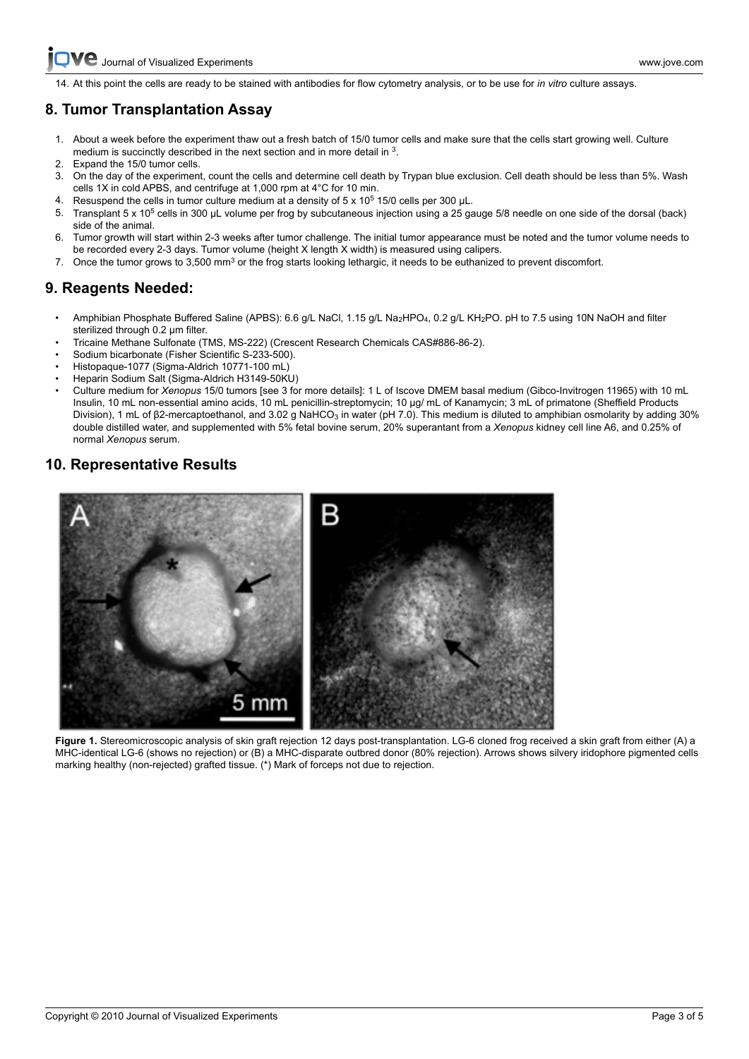14. At this point the cells are ready to be stained with antibodies for flow cytometry analysis, or to be use for *in vitro* culture assays.

## 8. Tumor Transplantation Assay

1. About a week before the experiment thaw out a fresh batch of 15/0 tumor cells and make sure that the cells start growing well. Culture medium is succinctly described in the next section and in more detail in [3].
2. Expand the 15/0 tumor cells.
3. On the day of the experiment, count the cells and determine cell death by Trypan blue exclusion. Cell death should be less than 5%. Wash cells 1X in cold APBS, and centrifuge at 1,000 rpm at 4°C for 10 min.
4. Resuspend the cells in tumor culture medium at a density of $5 \times 10^5$ 15/0 cells per 300 µL.
5. Transplant $5 \times 10^5$ cells in 300 µL volume per frog by subcutaneous injection using a 25 gauge 5/8 needle on one side of the dorsal (back) side of the animal.
6. Tumor growth will start within 2-3 weeks after tumor challenge. The initial tumor appearance must be noted and the tumor volume needs to be recorded every 2-3 days. Tumor volume (height X length X width) is measured using calipers.
7. Once the tumor grows to 3,500 $mm^3$ or the frog starts looking lethargic, it needs to be euthanized to prevent discomfort.

## 9. Reagents Needed:

- Amphibian Phosphate Buffered Saline (APBS): 6.6 g/L NaCl, 1.15 g/L $Na_2HPO_4$, 0.2 g/L $KH_2PO$. pH to 7.5 using 10N NaOH and filter sterilized through 0.2 µm filter.
- Tricaine Methane Sulfonate (TMS, MS-222) (Crescent Research Chemicals CAS#886-86-2).
- Sodium bicarbonate (Fisher Scientific S-233-500).
- Histopaque-1077 (Sigma-Aldrich 10771-100 mL)
- Heparin Sodium Salt (Sigma-Aldrich H3149-50KU)
- Culture medium for *Xenopus* 15/0 tumors [see 3 for more details]: 1 L of Iscove DMEM basal medium (Gibco-Invitrogen 11965) with 10 mL Insulin, 10 mL non-essential amino acids, 10 mL penicillin-streptomycin; 10 µg/ mL of Kanamycin; 3 mL of primatone (Sheffield Products Division), 1 mL of β2-mercaptoethanol, and 3.02 g $NaHCO_3$ in water (pH 7.0). This medium is diluted to amphibian osmolarity by adding 30% double distilled water, and supplemented with 5% fetal bovine serum, 20% superantant from a *Xenopus* kidney cell line A6, and 0.25% of normal *Xenopus* serum.

## 10. Representative Results

**Figure 1.** Stereomicroscopic analysis of skin graft rejection 12 days post-transplantation. LG-6 cloned frog received a skin graft from either (A) a MHC-identical LG-6 (shows no rejection) or (B) a MHC-disparate outbred donor (80% rejection). Arrows shows silvery iridophore pigmented cells marking healthy (non-rejected) grafted tissue. (*) Mark of forceps not due to rejection.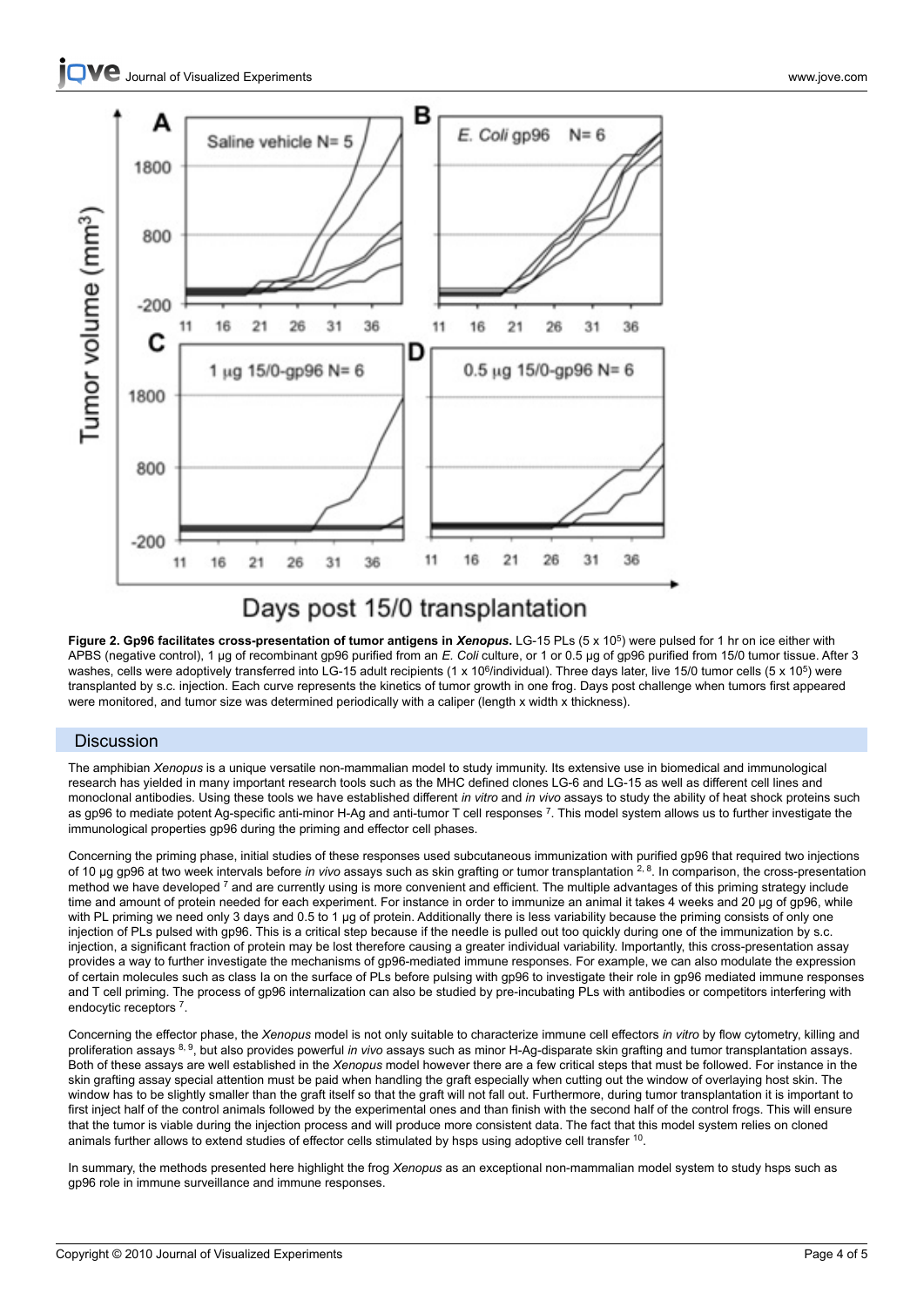**Figure 2. Gp96 facilitates cross-presentation of tumor antigens in *Xenopus*.** LG-15 PLs (5 x $10^5$) were pulsed for 1 hr on ice either with APBS (negative control), 1 µg of recombinant gp96 purified from an *E. Coli* culture, or 1 or 0.5 µg of gp96 purified from 15/0 tumor tissue. After 3 washes, cells were adoptively transferred into LG-15 adult recipients (1 x $10^6$/individual). Three days later, live 15/0 tumor cells (5 x $10^5$) were transplanted by s.c. injection. Each curve represents the kinetics of tumor growth in one frog. Days post challenge when tumors first appeared were monitored, and tumor size was determined periodically with a caliper (length x width x thickness).

## Discussion

The amphibian *Xenopus* is a unique versatile non-mammalian model to study immunity. Its extensive use in biomedical and immunological research has yielded in many important research tools such as the MHC defined clones LG-6 and LG-15 as well as different cell lines and monoclonal antibodies. Using these tools we have established different *in vitro* and *in vivo* assays to study the ability of heat shock proteins such as gp96 to mediate potent Ag-specific anti-minor H-Ag and anti-tumor T cell responses [7]. This model system allows us to further investigate the immunological properties gp96 during the priming and effector cell phases.

Concerning the priming phase, initial studies of these responses used subcutaneous immunization with purified gp96 that required two injections of 10 µg gp96 at two week intervals before *in vivo* assays such as skin grafting or tumor transplantation [2, 8]. In comparison, the cross-presentation method we have developed [7] and are currently using is more convenient and efficient. The multiple advantages of this priming strategy include time and amount of protein needed for each experiment. For instance in order to immunize an animal it takes 4 weeks and 20 µg of gp96, while with PL priming we need only 3 days and 0.5 to 1 µg of protein. Additionally there is less variability because the priming consists of only one injection of PLs pulsed with gp96. This is a critical step because if the needle is pulled out too quickly during one of the immunization by s.c. injection, a significant fraction of protein may be lost therefore causing a greater individual variability. Importantly, this cross-presentation assay provides a way to further investigate the mechanisms of gp96-mediated immune responses. For example, we can also modulate the expression of certain molecules such as class Ia on the surface of PLs before pulsing with gp96 to investigate their role in gp96 mediated immune responses and T cell priming. The process of gp96 internalization can also be studied by pre-incubating PLs with antibodies or competitors interfering with endocytic receptors [7].

Concerning the effector phase, the *Xenopus* model is not only suitable to characterize immune cell effectors *in vitro* by flow cytometry, killing and proliferation assays [8, 9], but also provides powerful *in vivo* assays such as minor H-Ag-disparate skin grafting and tumor transplantation assays. Both of these assays are well established in the *Xenopus* model however there are a few critical steps that must be followed. For instance in the skin grafting assay special attention must be paid when handling the graft especially when cutting out the window of overlaying host skin. The window has to be slightly smaller than the graft itself so that the graft will not fall out. Furthermore, during tumor transplantation it is important to first inject half of the control animals followed by the experimental ones and than finish with the second half of the control frogs. This will ensure that the tumor is viable during the injection process and will produce more consistent data. The fact that this model system relies on cloned animals further allows to extend studies of effector cells stimulated by hsps using adoptive cell transfer [10].

In summary, the methods presented here highlight the frog *Xenopus* as an exceptional non-mammalian model system to study hsps such as gp96 role in immune surveillance and immune responses.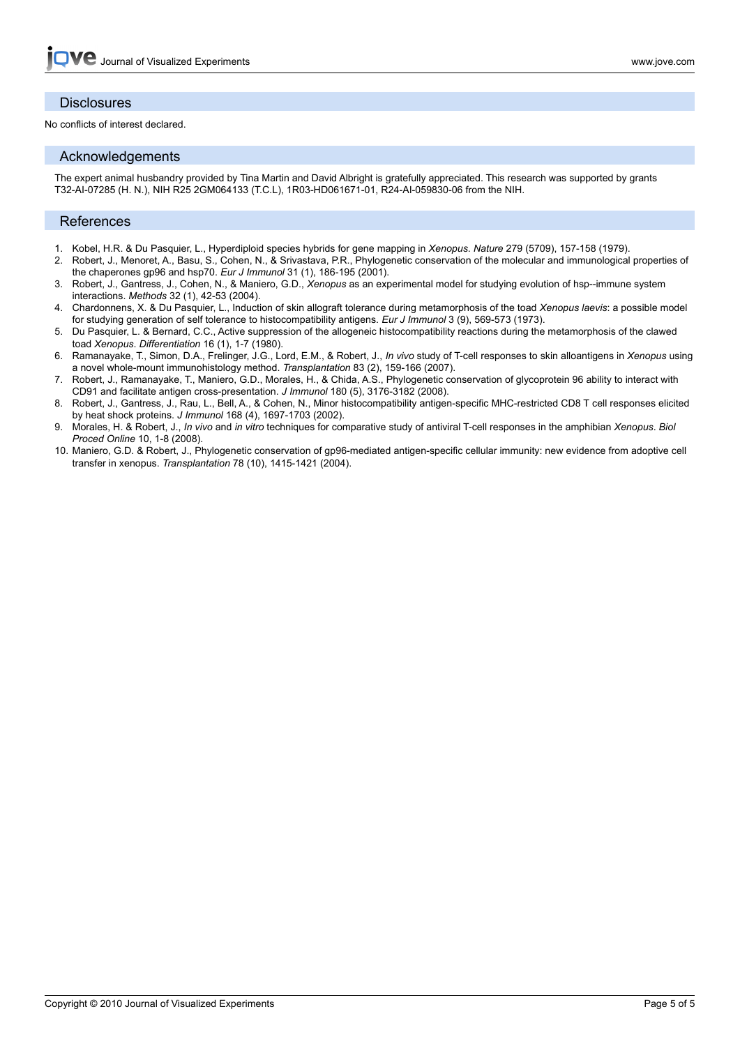## Disclosures

No conflicts of interest declared.

## Acknowledgements

The expert animal husbandry provided by Tina Martin and David Albright is gratefully appreciated. This research was supported by grants T32-AI-07285 (H. N.), NIH R25 2GM064133 (T.C.L), 1R03-HD061671-01, R24-AI-059830-06 from the NIH.

## References

1. Kobel, H.R. & Du Pasquier, L., Hyperdiploid species hybrids for gene mapping in *Xenopus*. *Nature* 279 (5709), 157-158 (1979).
2. Robert, J., Menoret, A., Basu, S., Cohen, N., & Srivastava, P.R., Phylogenetic conservation of the molecular and immunological properties of the chaperones gp96 and hsp70. *Eur J Immunol* 31 (1), 186-195 (2001).
3. Robert, J., Gantress, J., Cohen, N., & Maniero, G.D., *Xenopus* as an experimental model for studying evolution of hsp--immune system interactions. *Methods* 32 (1), 42-53 (2004).
4. Chardonnens, X. & Du Pasquier, L., Induction of skin allograft tolerance during metamorphosis of the toad *Xenopus laevis*: a possible model for studying generation of self tolerance to histocompatibility antigens. *Eur J Immunol* 3 (9), 569-573 (1973).
5. Du Pasquier, L. & Bernard, C.C., Active suppression of the allogeneic histocompatibility reactions during the metamorphosis of the clawed toad *Xenopus*. *Differentiation* 16 (1), 1-7 (1980).
6. Ramanayake, T., Simon, D.A., Frelinger, J.G., Lord, E.M., & Robert, J., *In vivo* study of T-cell responses to skin alloantigens in *Xenopus* using a novel whole-mount immunohistology method. *Transplantation* 83 (2), 159-166 (2007).
7. Robert, J., Ramanayake, T., Maniero, G.D., Morales, H., & Chida, A.S., Phylogenetic conservation of glycoprotein 96 ability to interact with CD91 and facilitate antigen cross-presentation. *J Immunol* 180 (5), 3176-3182 (2008).
8. Robert, J., Gantress, J., Rau, L., Bell, A., & Cohen, N., Minor histocompatibility antigen-specific MHC-restricted CD8 T cell responses elicited by heat shock proteins. *J Immunol* 168 (4), 1697-1703 (2002).
9. Morales, H. & Robert, J., *In vivo* and *in vitro* techniques for comparative study of antiviral T-cell responses in the amphibian *Xenopus*. *Biol Proced Online* 10, 1-8 (2008).
10. Maniero, G.D. & Robert, J., Phylogenetic conservation of gp96-mediated antigen-specific cellular immunity: new evidence from adoptive cell transfer in xenopus. *Transplantation* 78 (10), 1415-1421 (2004).